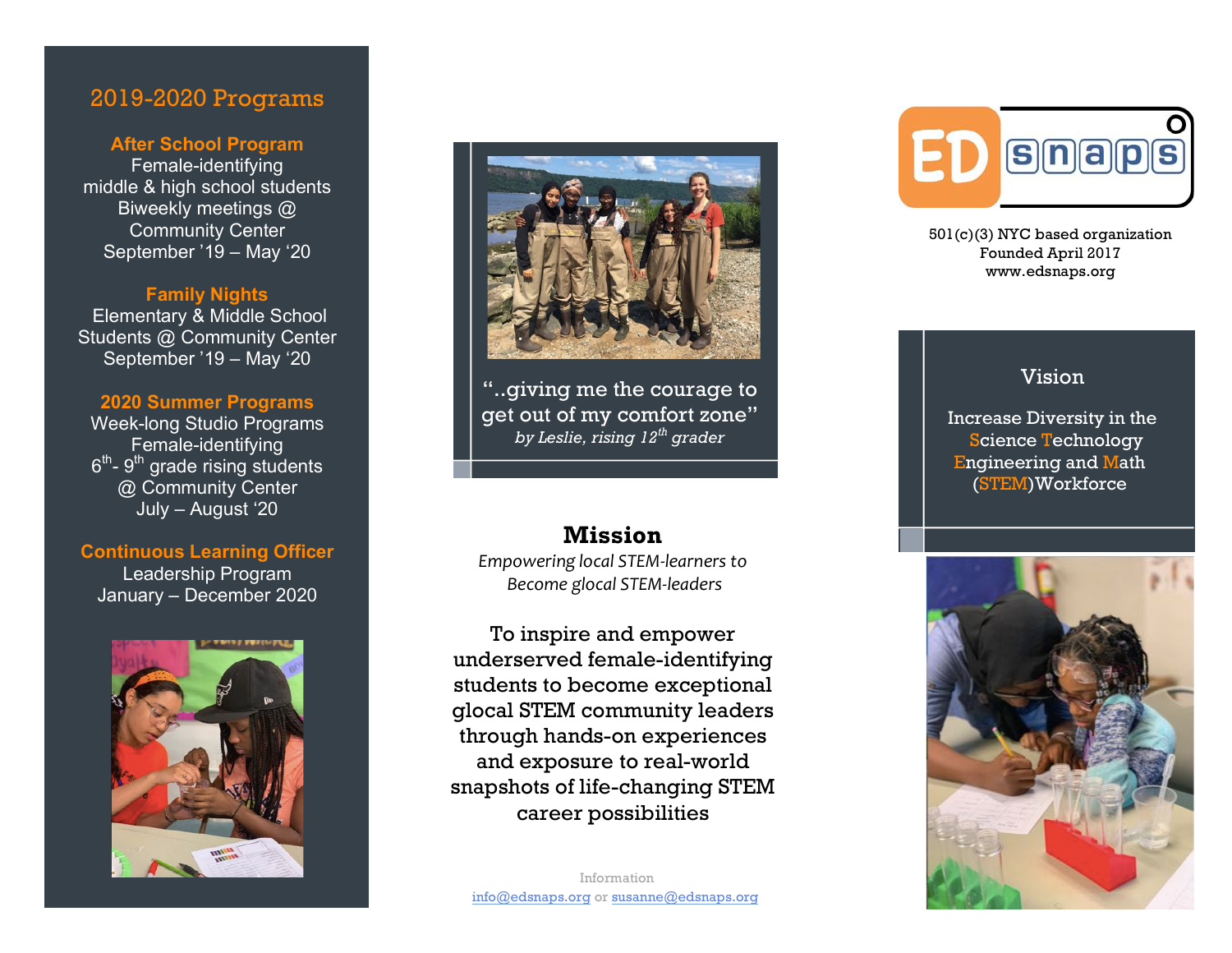## 2019-2020 Programs

### After School Program
Female-identifying
middle & high school students
Biweekly meetings @
Community Center
September '19 – May '20

### Family Nights
Elementary & Middle School
Students @ Community Center
September '19 – May '20

### 2020 Summer Programs
Week-long Studio Programs
Female-identifying
6th- 9th grade rising students
@ Community Center
July – August '20

### Continuous Learning Officer
Leadership Program
January – December 2020

"..giving me the courage to get out of my comfort zone"
*by Leslie, rising 12th grader*

## Mission

*Empowering local STEM-learners to Become glocal STEM-leaders*

To inspire and empower underserved female-identifying students to become exceptional glocal STEM community leaders through hands-on experiences and exposure to real-world snapshots of life-changing STEM career possibilities

Information
info@edsnaps.org or susanne@edsnaps.org

# ED snaps

501(c)(3) NYC based organization
Founded April 2017
www.edsnaps.org

## Vision

Increase Diversity in the Science Technology Engineering and Math (STEM)Workforce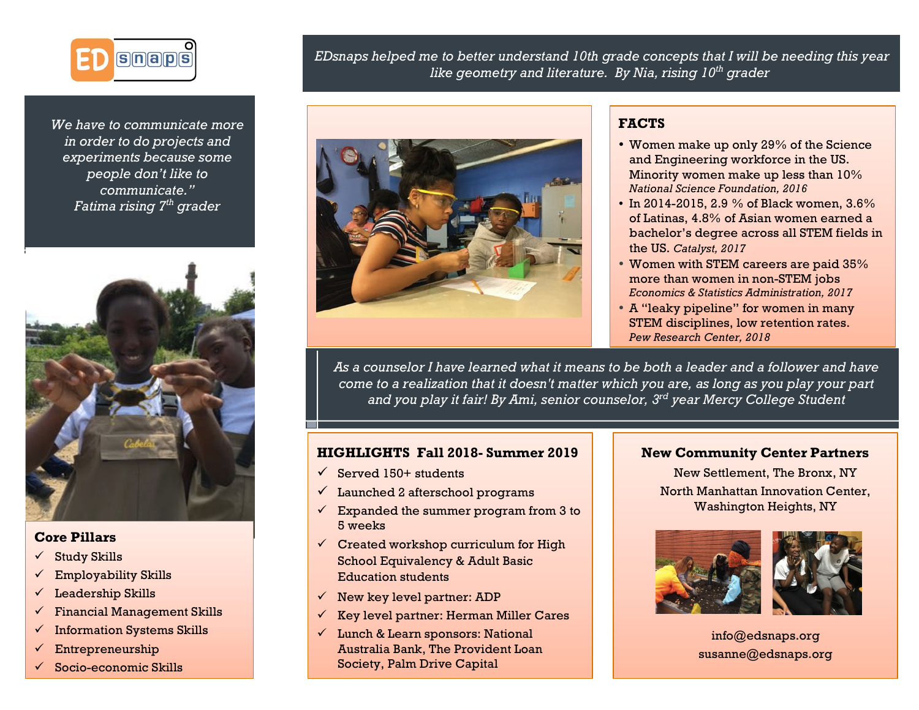*EDsnaps helped me to better understand 10th grade concepts that I will be needing this year like geometry and literature. By Nia, rising 10th grader*

*We have to communicate more in order to do projects and experiments because some people don't like to communicate." Fatima rising 7th grader*

## Core Pillars

- ✓ Study Skills
- ✓ Employability Skills
- ✓ Leadership Skills
- ✓ Financial Management Skills
- ✓ Information Systems Skills
- ✓ Entrepreneurship
- ✓ Socio-economic Skills

## FACTS

- Women make up only 29% of the Science and Engineering workforce in the US. Minority women make up less than 10% *National Science Foundation, 2016*
- In 2014-2015, 2.9 % of Black women, 3.6% of Latinas, 4.8% of Asian women earned a bachelor's degree across all STEM fields in the US. *Catalyst, 2017*
- Women with STEM careers are paid 35% more than women in non-STEM jobs *Economics & Statistics Administration, 2017*
- A "leaky pipeline" for women in many STEM disciplines, low retention rates. *Pew Research Center, 2018*

*As a counselor I have learned what it means to be both a leader and a follower and have come to a realization that it doesn't matter which you are, as long as you play your part and you play it fair! By Ami, senior counselor, 3rd year Mercy College Student*

## HIGHLIGHTS Fall 2018- Summer 2019

- ✓ Served 150+ students
- ✓ Launched 2 afterschool programs
- ✓ Expanded the summer program from 3 to 5 weeks
- ✓ Created workshop curriculum for High School Equivalency & Adult Basic Education students
- ✓ New key level partner: ADP
- ✓ Key level partner: Herman Miller Cares
- ✓ Lunch & Learn sponsors: National Australia Bank, The Provident Loan Society, Palm Drive Capital

## New Community Center Partners

New Settlement, The Bronx, NY

North Manhattan Innovation Center, Washington Heights, NY

info@edsnaps.org

susanne@edsnaps.org